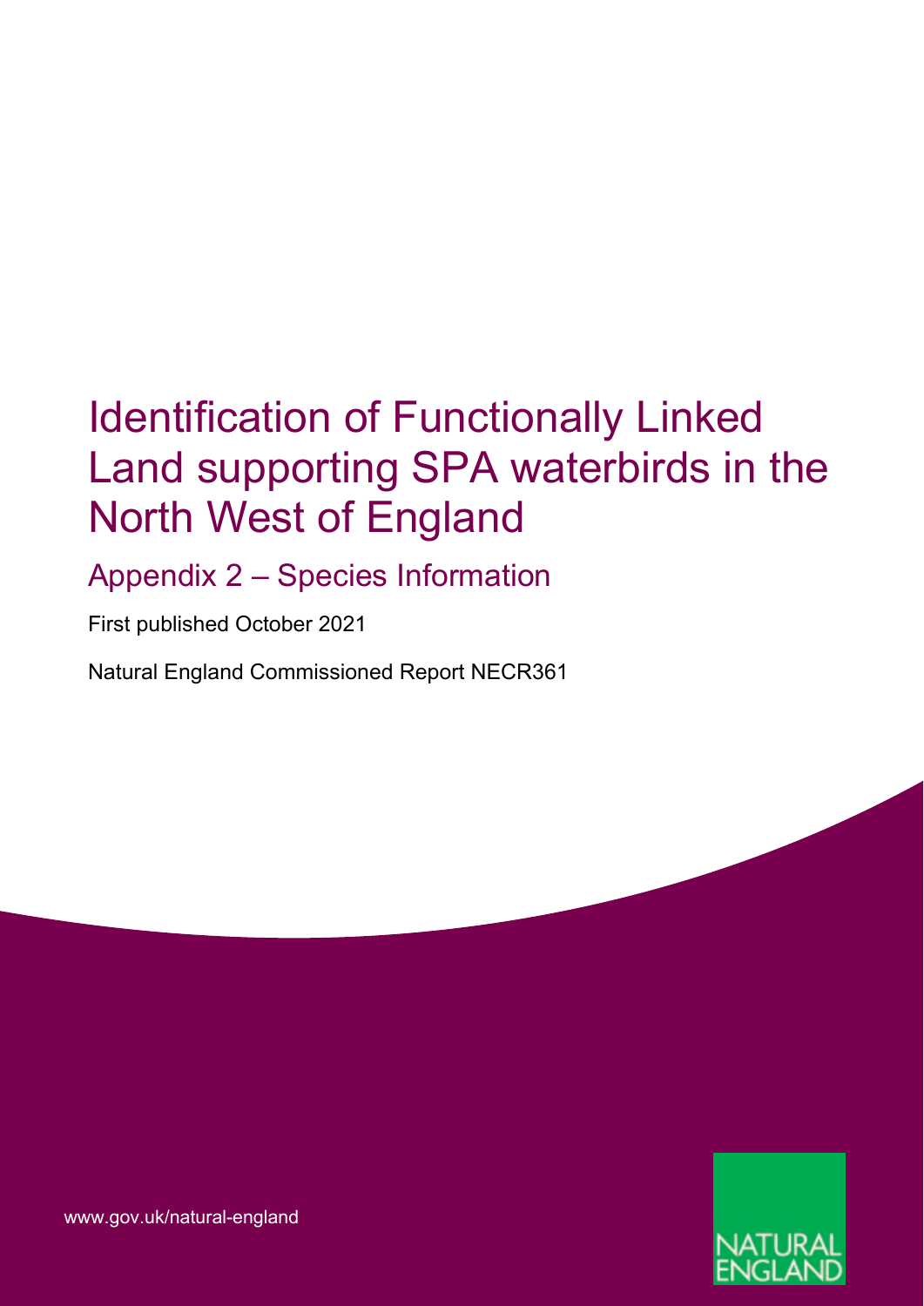# Identification of Functionally Linked Land supporting SPA waterbirds in the North West of England

## Appendix 2 – Species Information

First published October 2021

Natural England Commissioned Report NECR361

www.gov.uk/natural-england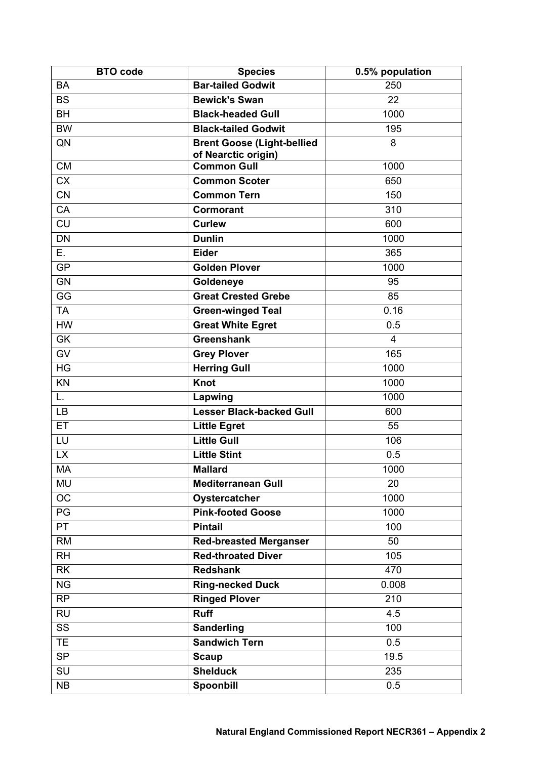| BTO code | Species | 0.5% population |
|---|---|---|
| BA | **Bar-tailed Godwit** | 250 |
| BS | **Bewick's Swan** | 22 |
| BH | **Black-headed Gull** | 1000 |
| BW | **Black-tailed Godwit** | 195 |
| QN | **Brent Goose (Light-bellied of Nearctic origin)** | 8 |
| CM | **Common Gull** | 1000 |
| CX | **Common Scoter** | 650 |
| CN | **Common Tern** | 150 |
| CA | **Cormorant** | 310 |
| CU | **Curlew** | 600 |
| DN | **Dunlin** | 1000 |
| E. | **Eider** | 365 |
| GP | **Golden Plover** | 1000 |
| GN | **Goldeneye** | 95 |
| GG | **Great Crested Grebe** | 85 |
| TA | **Green-winged Teal** | 0.16 |
| HW | **Great White Egret** | 0.5 |
| GK | **Greenshank** | 4 |
| GV | **Grey Plover** | 165 |
| HG | **Herring Gull** | 1000 |
| KN | **Knot** | 1000 |
| L. | **Lapwing** | 1000 |
| LB | **Lesser Black-backed Gull** | 600 |
| ET | **Little Egret** | 55 |
| LU | **Little Gull** | 106 |
| LX | **Little Stint** | 0.5 |
| MA | **Mallard** | 1000 |
| MU | **Mediterranean Gull** | 20 |
| OC | **Oystercatcher** | 1000 |
| PG | **Pink-footed Goose** | 1000 |
| PT | **Pintail** | 100 |
| RM | **Red-breasted Merganser** | 50 |
| RH | **Red-throated Diver** | 105 |
| RK | **Redshank** | 470 |
| NG | **Ring-necked Duck** | 0.008 |
| RP | **Ringed Plover** | 210 |
| RU | **Ruff** | 4.5 |
| SS | **Sanderling** | 100 |
| TE | **Sandwich Tern** | 0.5 |
| SP | **Scaup** | 19.5 |
| SU | **Shelduck** | 235 |
| NB | **Spoonbill** | 0.5 |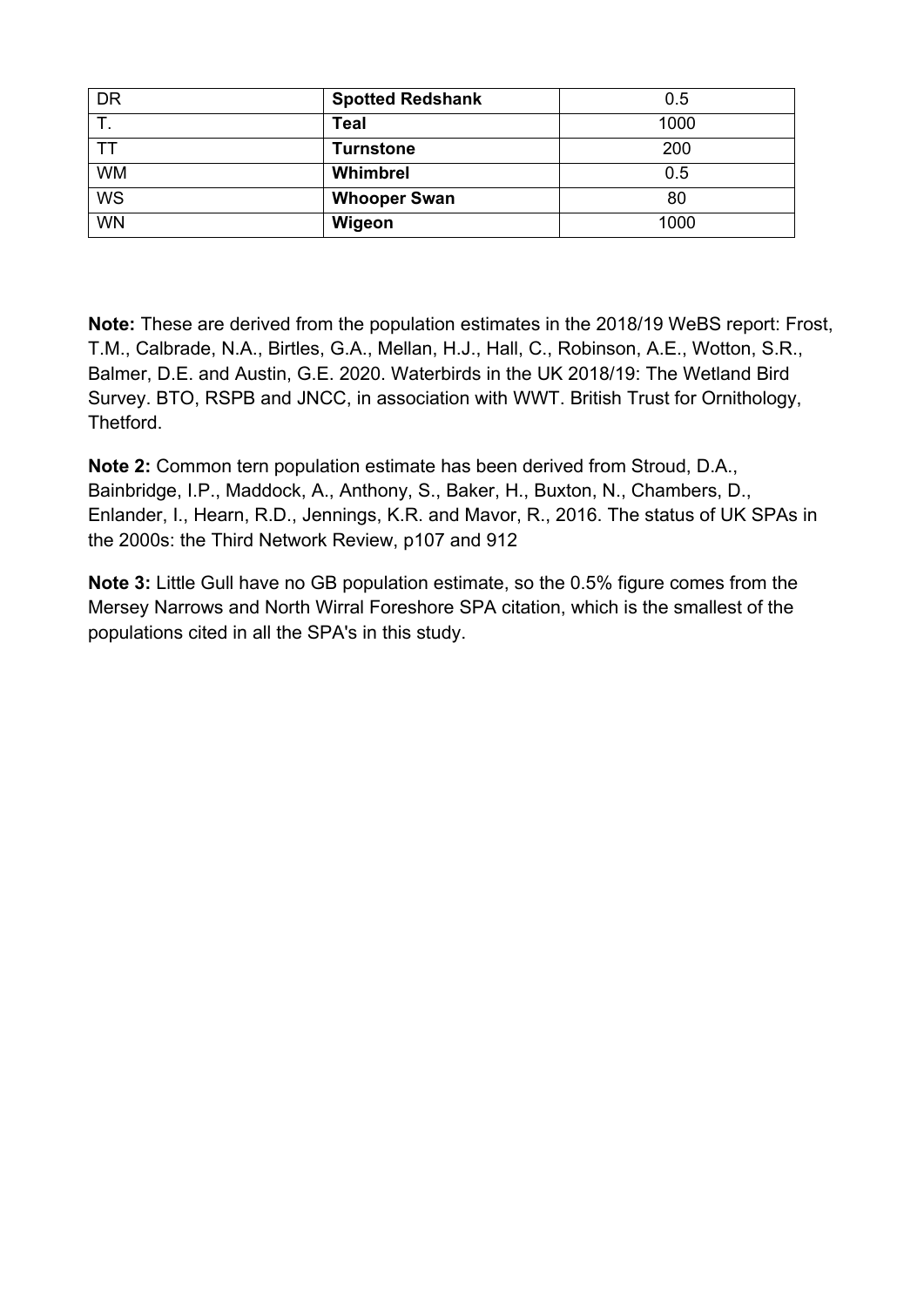| DR | **Spotted Redshank** | 0.5 |
|---|---|---|
| T. | **Teal** | 1000 |
| TT | **Turnstone** | 200 |
| WM | **Whimbrel** | 0.5 |
| WS | **Whooper Swan** | 80 |
| WN | **Wigeon** | 1000 |

**Note:** These are derived from the population estimates in the 2018/19 WeBS report: Frost, T.M., Calbrade, N.A., Birtles, G.A., Mellan, H.J., Hall, C., Robinson, A.E., Wotton, S.R., Balmer, D.E. and Austin, G.E. 2020. Waterbirds in the UK 2018/19: The Wetland Bird Survey. BTO, RSPB and JNCC, in association with WWT. British Trust for Ornithology, Thetford.

**Note 2:** Common tern population estimate has been derived from Stroud, D.A., Bainbridge, I.P., Maddock, A., Anthony, S., Baker, H., Buxton, N., Chambers, D., Enlander, I., Hearn, R.D., Jennings, K.R. and Mavor, R., 2016. The status of UK SPAs in the 2000s: the Third Network Review, p107 and 912

**Note 3:** Little Gull have no GB population estimate, so the 0.5% figure comes from the Mersey Narrows and North Wirral Foreshore SPA citation, which is the smallest of the populations cited in all the SPA's in this study.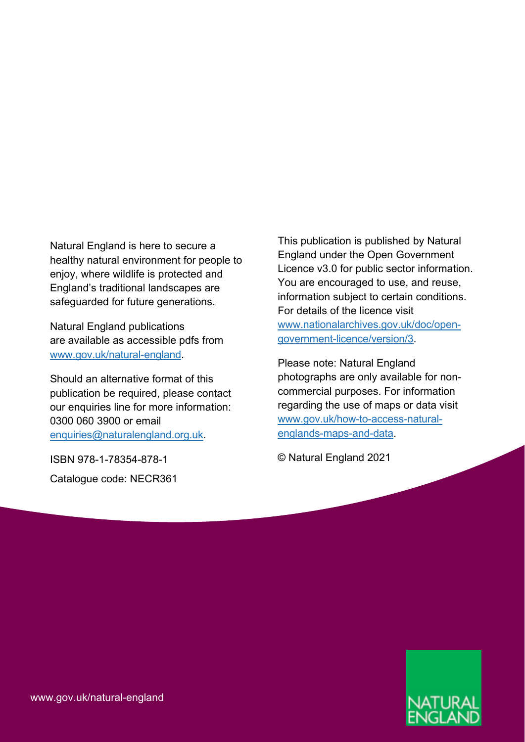Natural England is here to secure a healthy natural environment for people to enjoy, where wildlife is protected and England's traditional landscapes are safeguarded for future generations.

Natural England publications are available as accessible pdfs from www.gov.uk/natural-england.

Should an alternative format of this publication be required, please contact our enquiries line for more information: 0300 060 3900 or email enquiries@naturalengland.org.uk.

ISBN 978-1-78354-878-1

Catalogue code: NECR361

This publication is published by Natural England under the Open Government Licence v3.0 for public sector information. You are encouraged to use, and reuse, information subject to certain conditions. For details of the licence visit www.nationalarchives.gov.uk/doc/open-government-licence/version/3.

Please note: Natural England photographs are only available for non-commercial purposes. For information regarding the use of maps or data visit www.gov.uk/how-to-access-natural-englands-maps-and-data.

© Natural England 2021

www.gov.uk/natural-england

NATURAL ENGLAND